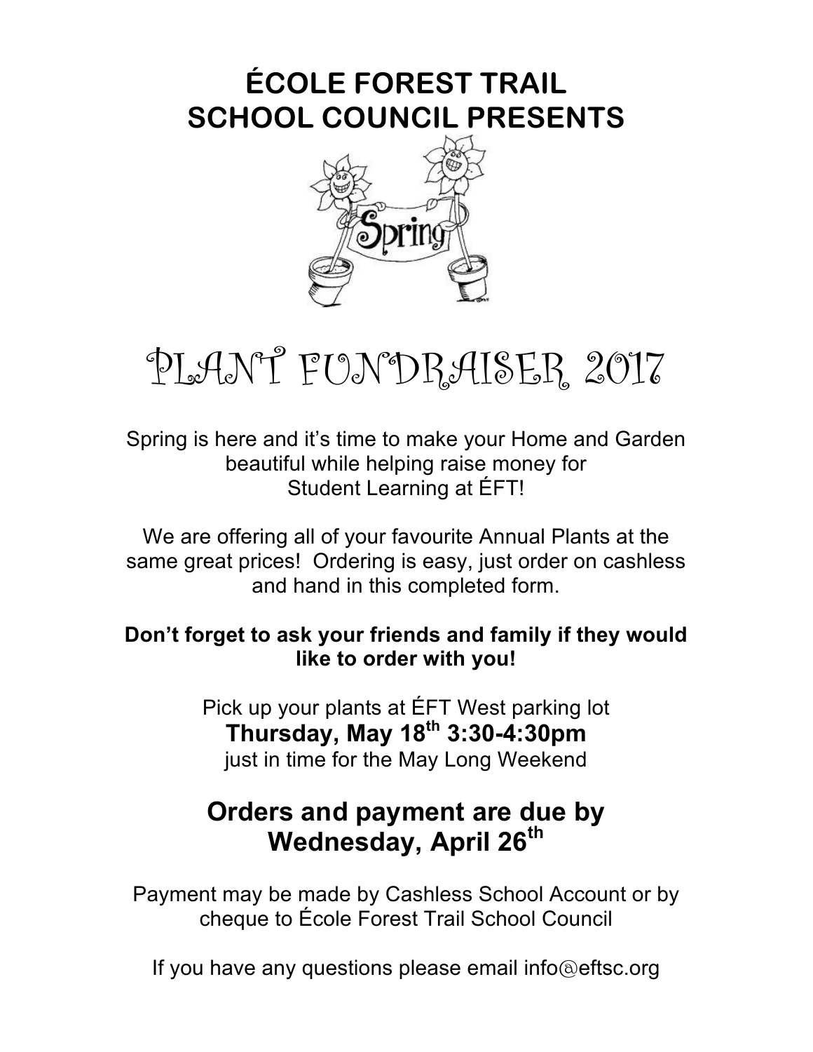# ÉCOLE FOREST TRAIL SCHOOL COUNCIL PRESENTS

# PLANT FUNDRAISER 2017

Spring is here and it's time to make your Home and Garden beautiful while helping raise money for Student Learning at ÉFT!

We are offering all of your favourite Annual Plants at the same great prices! Ordering is easy, just order on cashless and hand in this completed form.

**Don't forget to ask your friends and family if they would like to order with you!**

Pick up your plants at ÉFT West parking lot
**Thursday, May 18th 3:30-4:30pm**
just in time for the May Long Weekend

## Orders and payment are due by Wednesday, April 26th

Payment may be made by Cashless School Account or by cheque to École Forest Trail School Council

If you have any questions please email info@eftsc.org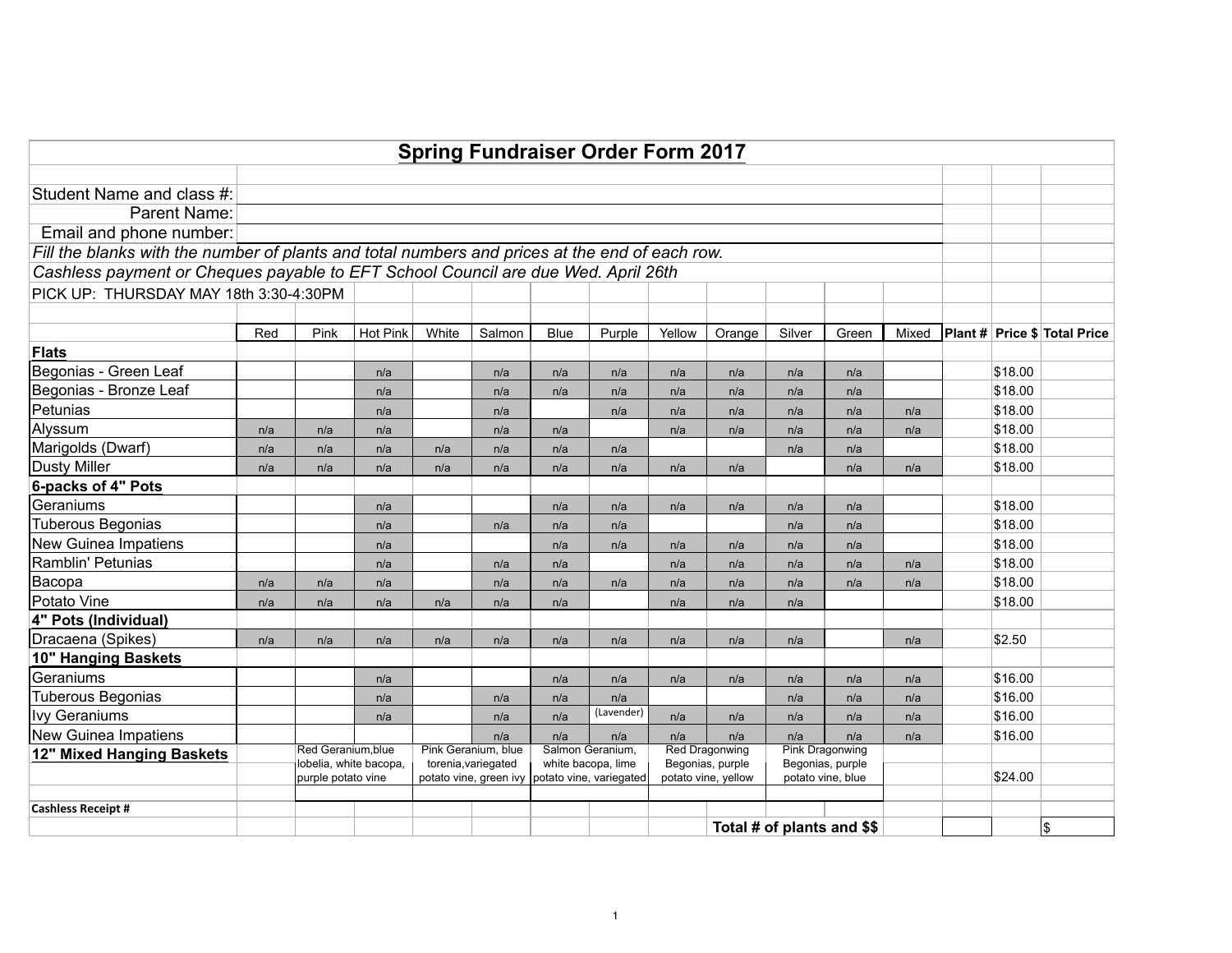# Spring Fundraiser Order Form 2017

Student Name and class #:

Parent Name:

Email and phone number:

*Fill the blanks with the number of plants and total numbers and prices at the end of each row.*

*Cashless payment or Cheques payable to EFT School Council are due Wed. April 26th*

PICK UP: THURSDAY MAY 18th 3:30-4:30PM

| | Red | Pink | Hot Pink | White | Salmon | Blue | Purple | Yellow | Orange | Silver | Green | Mixed | Plant # | Price $ | Total Price |
|---|---|---|---|---|---|---|---|---|---|---|---|---|---|---|---|
| **Flats** | | | | | | | | | | | | | | | |
| Begonias - Green Leaf | | | n/a | | n/a | n/a | n/a | n/a | n/a | n/a | n/a | | | $18.00 | |
| Begonias - Bronze Leaf | | | n/a | | n/a | n/a | n/a | n/a | n/a | n/a | n/a | | | $18.00 | |
| Petunias | | | n/a | | n/a | | n/a | n/a | n/a | n/a | n/a | n/a | | $18.00 | |
| Alyssum | n/a | n/a | n/a | | n/a | n/a | | n/a | n/a | n/a | n/a | n/a | | $18.00 | |
| Marigolds (Dwarf) | n/a | n/a | n/a | n/a | n/a | n/a | n/a | | | n/a | n/a | | | $18.00 | |
| Dusty Miller | n/a | n/a | n/a | n/a | n/a | n/a | n/a | n/a | n/a | | n/a | n/a | | $18.00 | |
| **6-packs of 4" Pots** | | | | | | | | | | | | | | | |
| Geraniums | | | n/a | | | n/a | n/a | n/a | n/a | n/a | n/a | | | $18.00 | |
| Tuberous Begonias | | | n/a | | n/a | n/a | n/a | | | n/a | n/a | | | $18.00 | |
| New Guinea Impatiens | | | n/a | | | n/a | n/a | n/a | n/a | n/a | n/a | | | $18.00 | |
| Ramblin' Petunias | | | n/a | | n/a | n/a | | n/a | n/a | n/a | n/a | n/a | | $18.00 | |
| Bacopa | n/a | n/a | n/a | | n/a | n/a | n/a | n/a | n/a | n/a | n/a | n/a | | $18.00 | |
| Potato Vine | n/a | n/a | n/a | n/a | n/a | n/a | | n/a | n/a | n/a | | | | $18.00 | |
| **4" Pots (Individual)** | | | | | | | | | | | | | | | |
| Dracaena (Spikes) | n/a | n/a | n/a | n/a | n/a | n/a | n/a | n/a | n/a | n/a | | n/a | | $2.50 | |
| **10" Hanging Baskets** | | | | | | | | | | | | | | | |
| Geraniums | | | n/a | | | n/a | n/a | n/a | n/a | n/a | n/a | n/a | | $16.00 | |
| Tuberous Begonias | | | n/a | | n/a | n/a | n/a | | | n/a | n/a | n/a | | $16.00 | |
| Ivy Geraniums | | | n/a | | n/a | n/a | (Lavender) | n/a | n/a | n/a | n/a | n/a | | $16.00 | |
| New Guinea Impatiens | | | | | n/a | n/a | n/a | n/a | n/a | n/a | n/a | n/a | | $16.00 | |
| **12" Mixed Hanging Baskets** | | Red Geranium, blue lobelia, white bacopa, purple potato vine | | Pink Geranium, blue torenia, variegated potato vine, green ivy | | Salmon Geranium, white bacopa, lime potato vine, variegated | | Red Dragonwing Begonias, purple potato vine, yellow | | Pink Dragonwing Begonias, purple potato vine, blue | | | | $24.00 | |
| **Cashless Receipt #** | | | | | | | | | | | | | | | |
| | | | | | | | | | **Total # of plants and $$** | | | | | | $ |